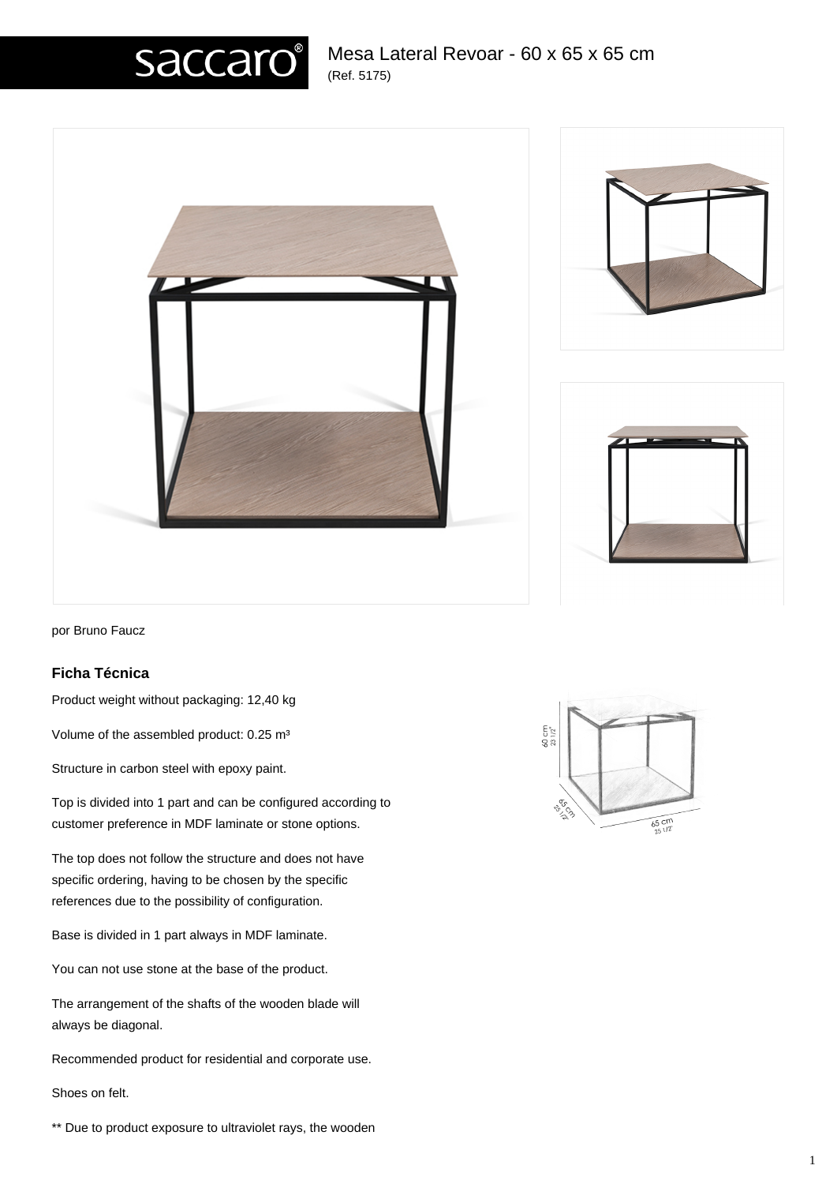# Mesa Lateral Revoar - 60 x 65 x 65 cm

(Ref. 5175)

por Bruno Faucz

## Ficha Técnica

Product weight without packaging: 12,40 kg

Volume of the assembled product: 0.25 m³

Structure in carbon steel with epoxy paint.

Top is divided into 1 part and can be configured according to customer preference in MDF laminate or stone options.

The top does not follow the structure and does not have specific ordering, having to be chosen by the specific references due to the possibility of configuration.

Base is divided in 1 part always in MDF laminate.

You can not use stone at the base of the product.

The arrangement of the shafts of the wooden blade will always be diagonal.

Recommended product for residential and corporate use.

Shoes on felt.

** Due to product exposure to ultraviolet rays, the wooden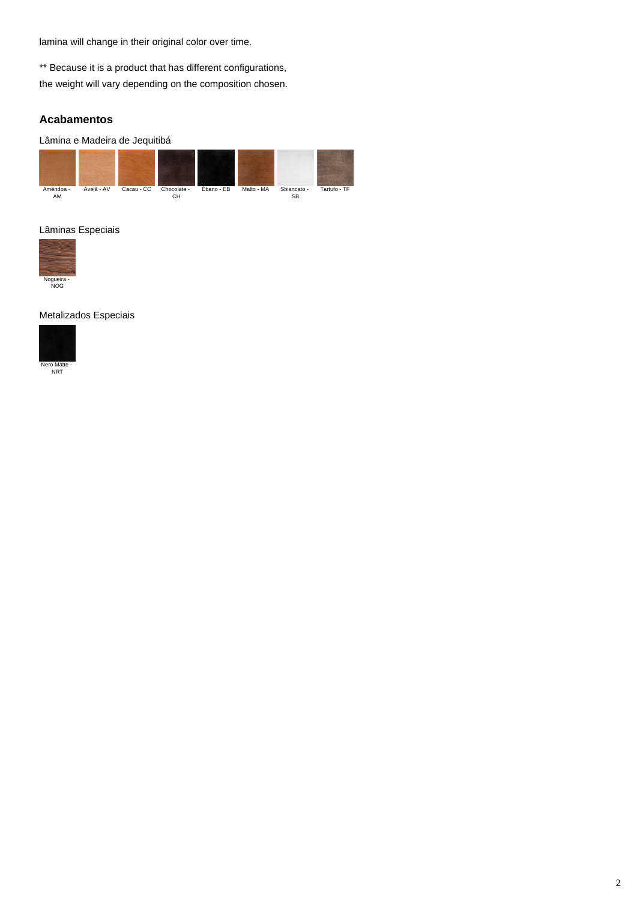lamina will change in their original color over time.

** Because it is a product that has different configurations, the weight will vary depending on the composition chosen.

## Acabamentos

### Lâmina e Madeira de Jequitibá

Amêndoa - AM

Avelã - AV

Cacau - CC

Chocolate - CH

Ébano - EB

Malto - MA

Sbiancato - SB

Tartufo - TF

### Lâminas Especiais

Nogueira - NOG

### Metalizados Especiais

Nero Matte - NRT